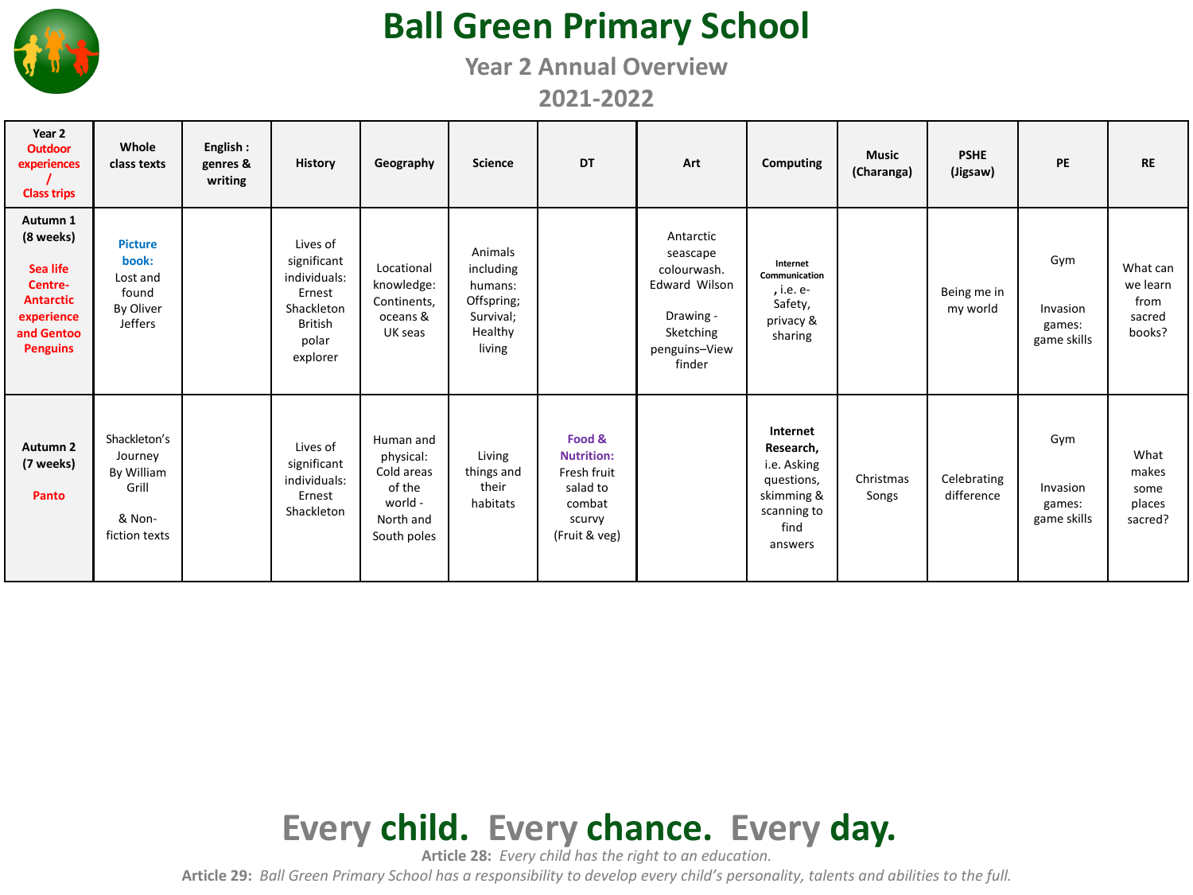# Ball Green Primary School

## Year 2 Annual Overview

## 2021-2022

| Year 2 Outdoor experiences / Class trips | Whole class texts | English : genres & writing | History | Geography | Science | DT | Art | Computing | Music (Charanga) | PSHE (Jigsaw) | PE | RE |
|---|---|---|---|---|---|---|---|---|---|---|---|---|
| **Autumn 1 (8 weeks)** Sea life Centre- Antarctic experience and Gentoo Penguins | **Picture book:** Lost and found By Oliver Jeffers | | Lives of significant individuals: Ernest Shackleton British polar explorer | Locational knowledge: Continents, oceans & UK seas | Animals including humans: Offspring; Survival; Healthy living | | Antarctic seascape colourwash. Edward Wilson<br><br>Drawing - Sketching penguins–View finder | **Internet Communication**, i.e. e-Safety, privacy & sharing | | Being me in my world | Gym<br><br>Invasion games: game skills | What can we learn from sacred books? |
| **Autumn 2 (7 weeks)** Panto | Shackleton's Journey By William Grill<br><br>& Non-fiction texts | | Lives of significant individuals: Ernest Shackleton | Human and physical: Cold areas of the world - North and South poles | Living things and their habitats | **Food & Nutrition:** Fresh fruit salad to combat scurvy (Fruit & veg) | | **Internet Research,** i.e. Asking questions, skimming & scanning to find answers | Christmas Songs | Celebrating difference | Gym<br><br>Invasion games: game skills | What makes some places sacred? |

**Every child. Every chance. Every day.**

**Article 28:** *Every child has the right to an education.*

**Article 29:** *Ball Green Primary School has a responsibility to develop every child's personality, talents and abilities to the full.*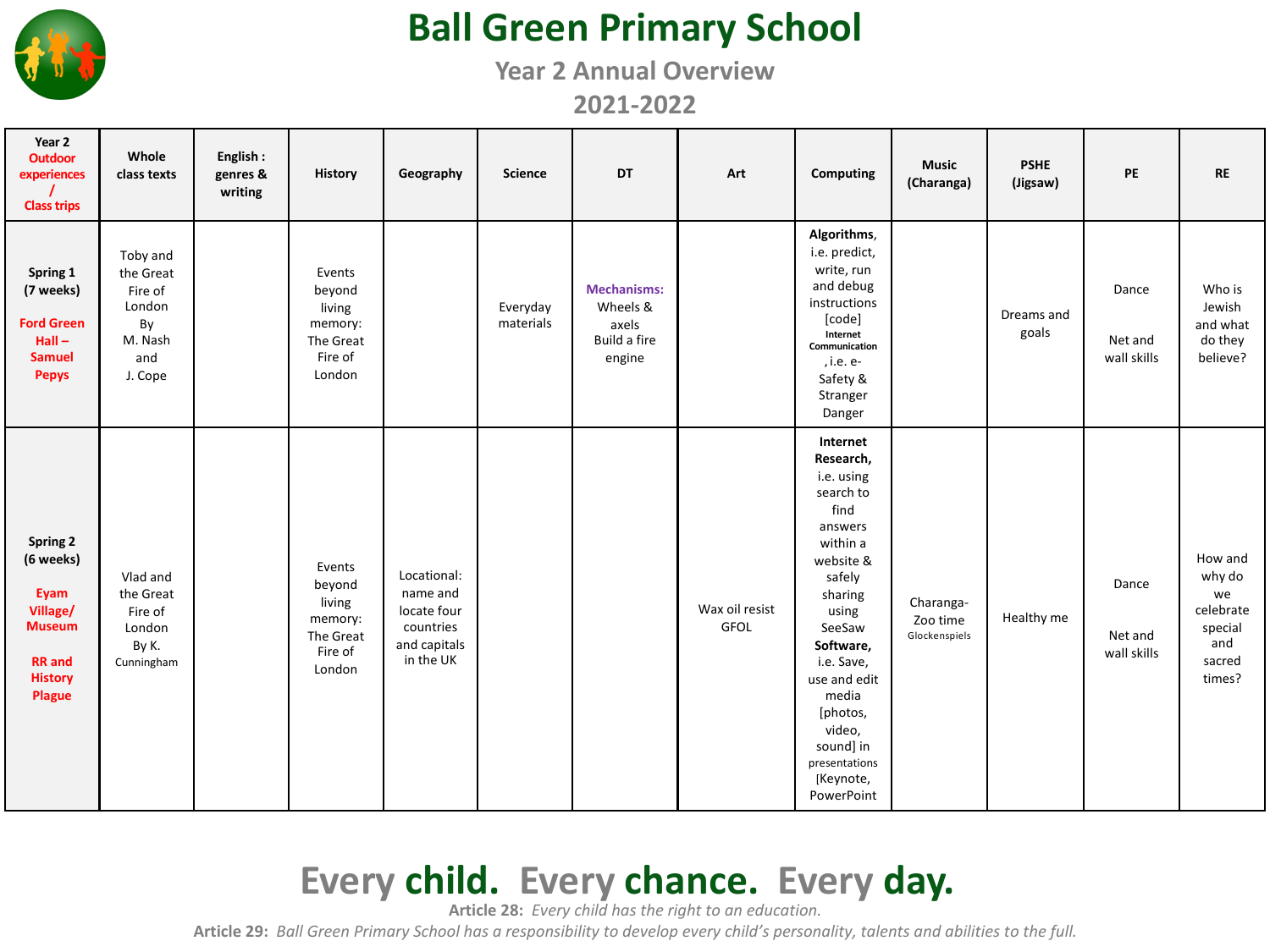# Ball Green Primary School

## Year 2 Annual Overview

## 2021-2022

| Year 2 Outdoor experiences / Class trips | Whole class texts | English : genres & writing | History | Geography | Science | DT | Art | Computing | Music (Charanga) | PSHE (Jigsaw) | PE | RE |
|---|---|---|---|---|---|---|---|---|---|---|---|---|
| **Spring 1 (7 weeks)** Ford Green Hall – Samuel Pepys | Toby and the Great Fire of London By M. Nash and J. Cope | | Events beyond living memory: The Great Fire of London | | Everyday materials | **Mechanisms:** Wheels & axels Build a fire engine | | **Algorithms**, i.e. predict, write, run and debug instructions [code] **Internet Communication**, i.e. e-Safety & Stranger Danger | | Dreams and goals | Dance Net and wall skills | Who is Jewish and what do they believe? |
| **Spring 2 (6 weeks)** Eyam Village/ Museum RR and History Plague | Vlad and the Great Fire of London By K. Cunningham | | Events beyond living memory: The Great Fire of London | Locational: name and locate four countries and capitals in the UK | | | Wax oil resist GFOL | **Internet Research,** i.e. using search to find answers within a website & safely sharing using SeeSaw **Software,** i.e. Save, use and edit media [photos, video, sound] in presentations [Keynote, PowerPoint | Charanga- Zoo time Glockenspiels | Healthy me | Dance Net and wall skills | How and why do we celebrate special and sacred times? |

**Every child. Every chance. Every day.**

**Article 28:** *Every child has the right to an education.*

**Article 29:** *Ball Green Primary School has a responsibility to develop every child's personality, talents and abilities to the full.*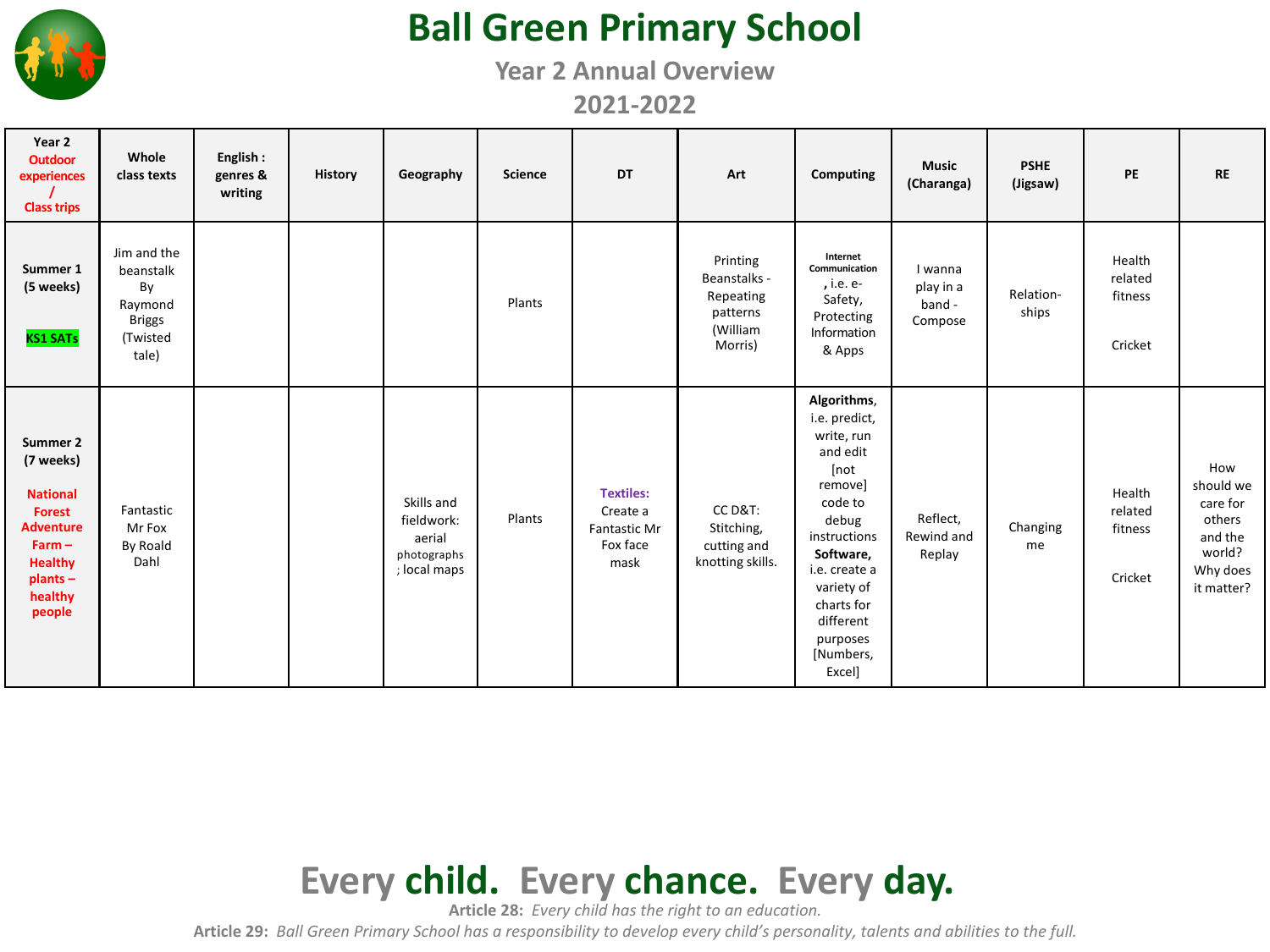# Ball Green Primary School

## Year 2 Annual Overview

## 2021-2022

| Year 2 Outdoor experiences / Class trips | Whole class texts | English : genres & writing | History | Geography | Science | DT | Art | Computing | Music (Charanga) | PSHE (Jigsaw) | PE | RE |
|---|---|---|---|---|---|---|---|---|---|---|---|---|
| **Summer 1 (5 weeks)** **KS1 SATs** | Jim and the beanstalk By Raymond Briggs (Twisted tale) | | | | Plants | | Printing Beanstalks - Repeating patterns (William Morris) | **Internet Communication**, i.e. e-Safety, Protecting Information & Apps | I wanna play in a band - Compose | Relation-ships | Health related fitness Cricket | |
| **Summer 2 (7 weeks)** **National Forest Adventure Farm – Healthy plants – healthy people** | Fantastic Mr Fox By Roald Dahl | | | Skills and fieldwork: aerial photographs; local maps | Plants | **Textiles:** Create a Fantastic Mr Fox face mask | CC D&T: Stitching, cutting and knotting skills. | **Algorithms**, i.e. predict, write, run and edit [not remove] code to debug instructions **Software,** i.e. create a variety of charts for different purposes [Numbers, Excel] | Reflect, Rewind and Replay | Changing me | Health related fitness Cricket | How should we care for others and the world? Why does it matter? |

**Every child. Every chance. Every day.**

**Article 28:** *Every child has the right to an education.*

**Article 29:** *Ball Green Primary School has a responsibility to develop every child's personality, talents and abilities to the full.*